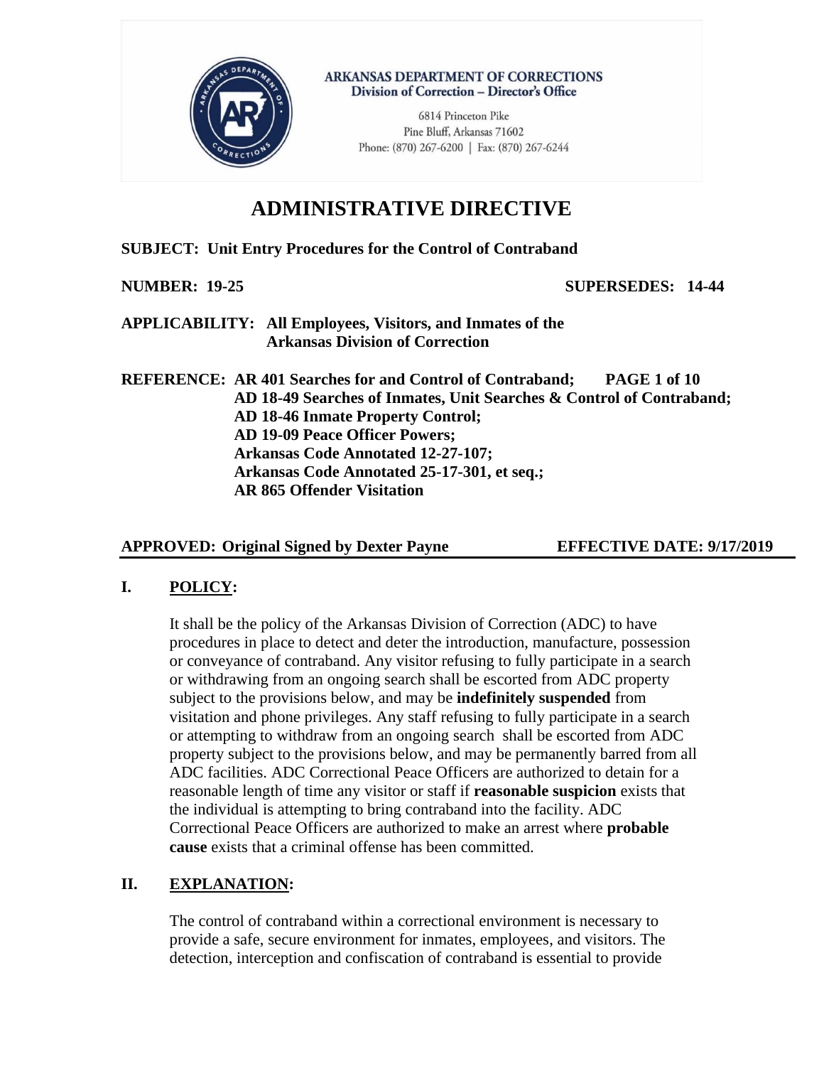**ARKANSAS DEPARTMENT OF CORRECTIONS**
**Division of Correction – Director's Office**

6814 Princeton Pike
Pine Bluff, Arkansas 71602
Phone: (870) 267-6200 | Fax: (870) 267-6244

# ADMINISTRATIVE DIRECTIVE

**SUBJECT: Unit Entry Procedures for the Control of Contraband**

**NUMBER: 19-25** **SUPERSEDES: 14-44**

**APPLICABILITY: All Employees, Visitors, and Inmates of the Arkansas Division of Correction**

**REFERENCE: AR 401 Searches for and Control of Contraband;**
**AD 18-49 Searches of Inmates, Unit Searches & Control of Contraband;**
**AD 18-46 Inmate Property Control;**
**AD 19-09 Peace Officer Powers;**
**Arkansas Code Annotated 12-27-107;**
**Arkansas Code Annotated 25-17-301, et seq.;**
**AR 865 Offender Visitation**

**APPROVED: Original Signed by Dexter Payne** **EFFECTIVE DATE: 9/17/2019**

## I. POLICY:

It shall be the policy of the Arkansas Division of Correction (ADC) to have procedures in place to detect and deter the introduction, manufacture, possession or conveyance of contraband. Any visitor refusing to fully participate in a search or withdrawing from an ongoing search shall be escorted from ADC property subject to the provisions below, and may be **indefinitely suspended** from visitation and phone privileges. Any staff refusing to fully participate in a search or attempting to withdraw from an ongoing search shall be escorted from ADC property subject to the provisions below, and may be permanently barred from all ADC facilities. ADC Correctional Peace Officers are authorized to detain for a reasonable length of time any visitor or staff if **reasonable suspicion** exists that the individual is attempting to bring contraband into the facility. ADC Correctional Peace Officers are authorized to make an arrest where **probable cause** exists that a criminal offense has been committed.

## II. EXPLANATION:

The control of contraband within a correctional environment is necessary to provide a safe, secure environment for inmates, employees, and visitors. The detection, interception and confiscation of contraband is essential to provide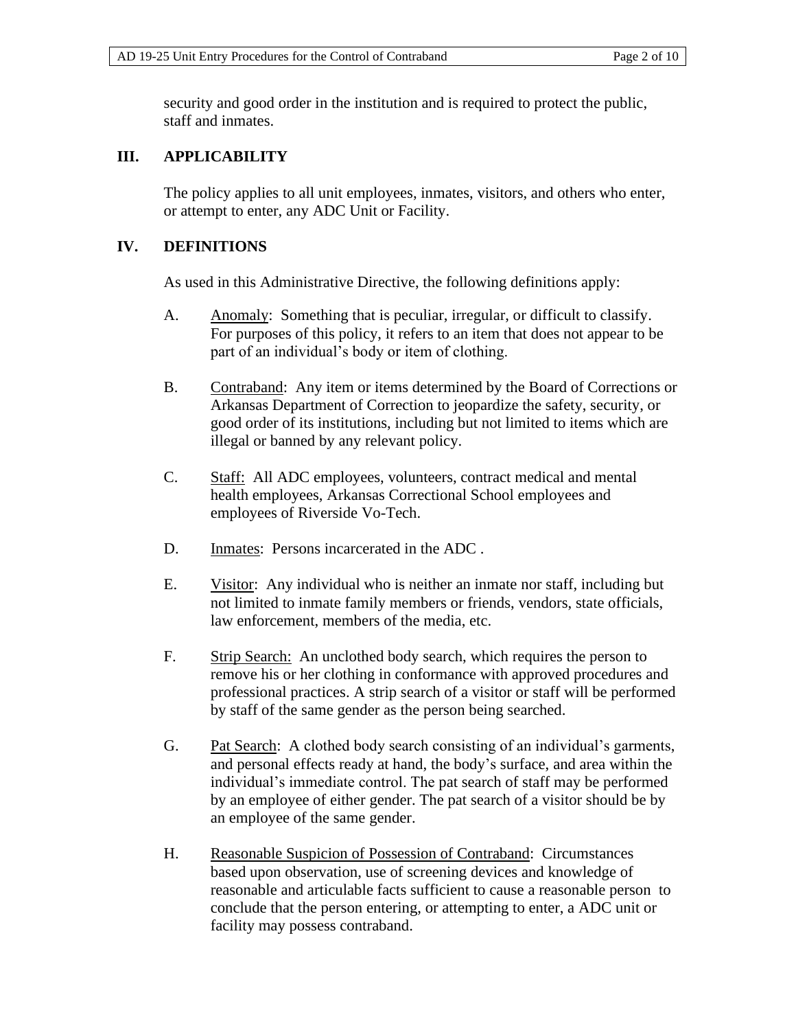security and good order in the institution and is required to protect the public, staff and inmates.

## III. APPLICABILITY

The policy applies to all unit employees, inmates, visitors, and others who enter, or attempt to enter, any ADC Unit or Facility.

## IV. DEFINITIONS

As used in this Administrative Directive, the following definitions apply:

A. Anomaly: Something that is peculiar, irregular, or difficult to classify. For purposes of this policy, it refers to an item that does not appear to be part of an individual's body or item of clothing.

B. Contraband: Any item or items determined by the Board of Corrections or Arkansas Department of Correction to jeopardize the safety, security, or good order of its institutions, including but not limited to items which are illegal or banned by any relevant policy.

C. Staff: All ADC employees, volunteers, contract medical and mental health employees, Arkansas Correctional School employees and employees of Riverside Vo-Tech.

D. Inmates: Persons incarcerated in the ADC .

E. Visitor: Any individual who is neither an inmate nor staff, including but not limited to inmate family members or friends, vendors, state officials, law enforcement, members of the media, etc.

F. Strip Search: An unclothed body search, which requires the person to remove his or her clothing in conformance with approved procedures and professional practices. A strip search of a visitor or staff will be performed by staff of the same gender as the person being searched.

G. Pat Search: A clothed body search consisting of an individual's garments, and personal effects ready at hand, the body's surface, and area within the individual's immediate control. The pat search of staff may be performed by an employee of either gender. The pat search of a visitor should be by an employee of the same gender.

H. Reasonable Suspicion of Possession of Contraband: Circumstances based upon observation, use of screening devices and knowledge of reasonable and articulable facts sufficient to cause a reasonable person to conclude that the person entering, or attempting to enter, a ADC unit or facility may possess contraband.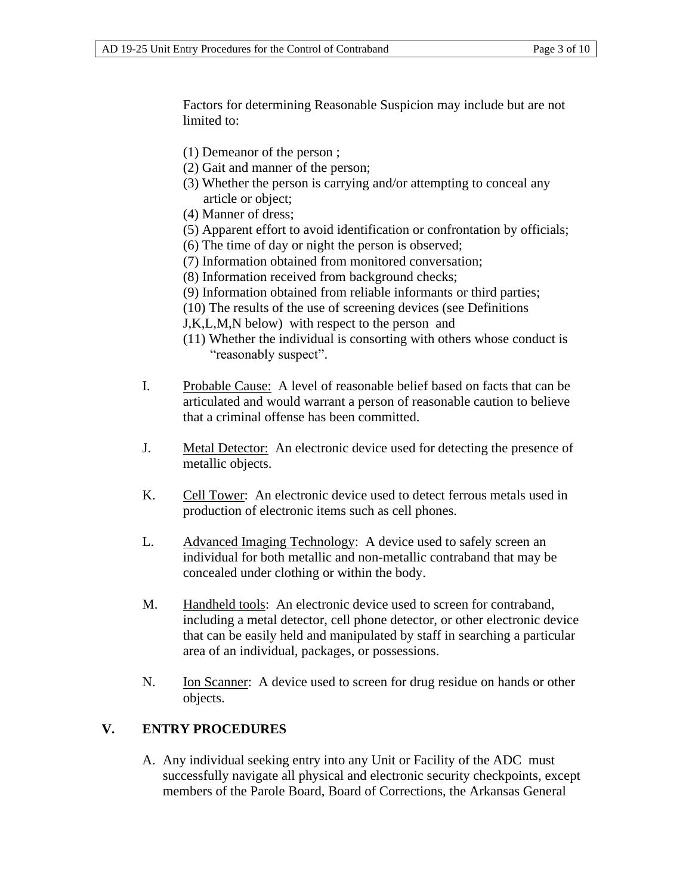Factors for determining Reasonable Suspicion may include but are not limited to:

(1) Demeanor of the person ;
(2) Gait and manner of the person;
(3) Whether the person is carrying and/or attempting to conceal any article or object;
(4) Manner of dress;
(5) Apparent effort to avoid identification or confrontation by officials;
(6) The time of day or night the person is observed;
(7) Information obtained from monitored conversation;
(8) Information received from background checks;
(9) Information obtained from reliable informants or third parties;
(10) The results of the use of screening devices (see Definitions J,K,L,M,N below) with respect to the person and
(11) Whether the individual is consorting with others whose conduct is "reasonably suspect".

I. Probable Cause: A level of reasonable belief based on facts that can be articulated and would warrant a person of reasonable caution to believe that a criminal offense has been committed.

J. Metal Detector: An electronic device used for detecting the presence of metallic objects.

K. Cell Tower: An electronic device used to detect ferrous metals used in production of electronic items such as cell phones.

L. Advanced Imaging Technology: A device used to safely screen an individual for both metallic and non-metallic contraband that may be concealed under clothing or within the body.

M. Handheld tools: An electronic device used to screen for contraband, including a metal detector, cell phone detector, or other electronic device that can be easily held and manipulated by staff in searching a particular area of an individual, packages, or possessions.

N. Ion Scanner: A device used to screen for drug residue on hands or other objects.

## V. ENTRY PROCEDURES

A. Any individual seeking entry into any Unit or Facility of the ADC must successfully navigate all physical and electronic security checkpoints, except members of the Parole Board, Board of Corrections, the Arkansas General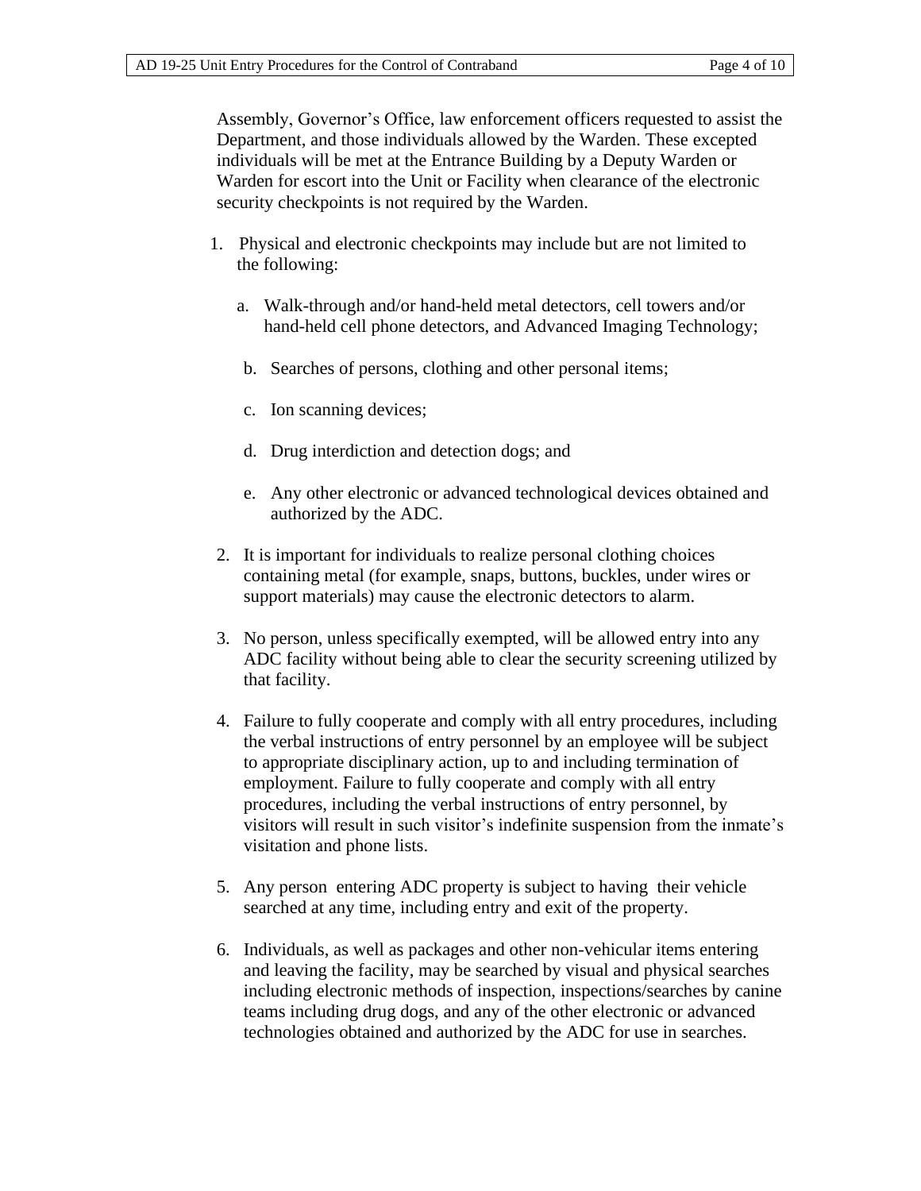Assembly, Governor's Office, law enforcement officers requested to assist the Department, and those individuals allowed by the Warden. These excepted individuals will be met at the Entrance Building by a Deputy Warden or Warden for escort into the Unit or Facility when clearance of the electronic security checkpoints is not required by the Warden.

1. Physical and electronic checkpoints may include but are not limited to the following:

   a. Walk-through and/or hand-held metal detectors, cell towers and/or hand-held cell phone detectors, and Advanced Imaging Technology;

   b. Searches of persons, clothing and other personal items;

   c. Ion scanning devices;

   d. Drug interdiction and detection dogs; and

   e. Any other electronic or advanced technological devices obtained and authorized by the ADC.

2. It is important for individuals to realize personal clothing choices containing metal (for example, snaps, buttons, buckles, under wires or support materials) may cause the electronic detectors to alarm.

3. No person, unless specifically exempted, will be allowed entry into any ADC facility without being able to clear the security screening utilized by that facility.

4. Failure to fully cooperate and comply with all entry procedures, including the verbal instructions of entry personnel by an employee will be subject to appropriate disciplinary action, up to and including termination of employment. Failure to fully cooperate and comply with all entry procedures, including the verbal instructions of entry personnel, by visitors will result in such visitor's indefinite suspension from the inmate's visitation and phone lists.

5. Any person entering ADC property is subject to having their vehicle searched at any time, including entry and exit of the property.

6. Individuals, as well as packages and other non-vehicular items entering and leaving the facility, may be searched by visual and physical searches including electronic methods of inspection, inspections/searches by canine teams including drug dogs, and any of the other electronic or advanced technologies obtained and authorized by the ADC for use in searches.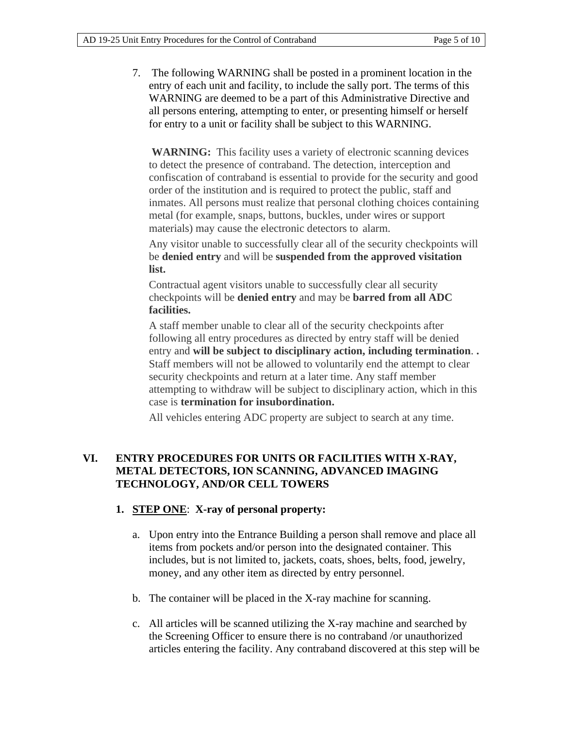7. The following WARNING shall be posted in a prominent location in the entry of each unit and facility, to include the sally port. The terms of this WARNING are deemed to be a part of this Administrative Directive and all persons entering, attempting to enter, or presenting himself or herself for entry to a unit or facility shall be subject to this WARNING.

   **WARNING:** This facility uses a variety of electronic scanning devices to detect the presence of contraband. The detection, interception and confiscation of contraband is essential to provide for the security and good order of the institution and is required to protect the public, staff and inmates. All persons must realize that personal clothing choices containing metal (for example, snaps, buttons, buckles, under wires or support materials) may cause the electronic detectors to alarm.

   Any visitor unable to successfully clear all of the security checkpoints will be **denied entry** and will be **suspended from the approved visitation list.**

   Contractual agent visitors unable to successfully clear all security checkpoints will be **denied entry** and may be **barred from all ADC facilities.**

   A staff member unable to clear all of the security checkpoints after following all entry procedures as directed by entry staff will be denied entry and **will be subject to disciplinary action, including termination**. **.** Staff members will not be allowed to voluntarily end the attempt to clear security checkpoints and return at a later time. Any staff member attempting to withdraw will be subject to disciplinary action, which in this case is **termination for insubordination.**

   All vehicles entering ADC property are subject to search at any time.

## VI. ENTRY PROCEDURES FOR UNITS OR FACILITIES WITH X-RAY, METAL DETECTORS, ION SCANNING, ADVANCED IMAGING TECHNOLOGY, AND/OR CELL TOWERS

### 1. <u>STEP ONE</u>: X-ray of personal property:

a. Upon entry into the Entrance Building a person shall remove and place all items from pockets and/or person into the designated container. This includes, but is not limited to, jackets, coats, shoes, belts, food, jewelry, money, and any other item as directed by entry personnel.

b. The container will be placed in the X-ray machine for scanning.

c. All articles will be scanned utilizing the X-ray machine and searched by the Screening Officer to ensure there is no contraband /or unauthorized articles entering the facility. Any contraband discovered at this step will be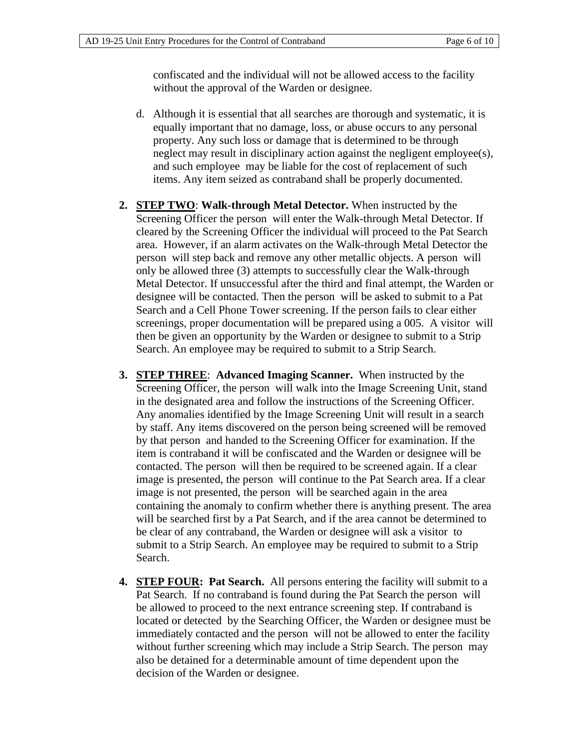confiscated and the individual will not be allowed access to the facility without the approval of the Warden or designee.

d. Although it is essential that all searches are thorough and systematic, it is equally important that no damage, loss, or abuse occurs to any personal property. Any such loss or damage that is determined to be through neglect may result in disciplinary action against the negligent employee(s), and such employee may be liable for the cost of replacement of such items. Any item seized as contraband shall be properly documented.

2. **STEP TWO**: **Walk-through Metal Detector.** When instructed by the Screening Officer the person will enter the Walk-through Metal Detector. If cleared by the Screening Officer the individual will proceed to the Pat Search area. However, if an alarm activates on the Walk-through Metal Detector the person will step back and remove any other metallic objects. A person will only be allowed three (3) attempts to successfully clear the Walk-through Metal Detector. If unsuccessful after the third and final attempt, the Warden or designee will be contacted. Then the person will be asked to submit to a Pat Search and a Cell Phone Tower screening. If the person fails to clear either screenings, proper documentation will be prepared using a 005. A visitor will then be given an opportunity by the Warden or designee to submit to a Strip Search. An employee may be required to submit to a Strip Search.

3. **STEP THREE**: **Advanced Imaging Scanner.** When instructed by the Screening Officer, the person will walk into the Image Screening Unit, stand in the designated area and follow the instructions of the Screening Officer. Any anomalies identified by the Image Screening Unit will result in a search by staff. Any items discovered on the person being screened will be removed by that person and handed to the Screening Officer for examination. If the item is contraband it will be confiscated and the Warden or designee will be contacted. The person will then be required to be screened again. If a clear image is presented, the person will continue to the Pat Search area. If a clear image is not presented, the person will be searched again in the area containing the anomaly to confirm whether there is anything present. The area will be searched first by a Pat Search, and if the area cannot be determined to be clear of any contraband, the Warden or designee will ask a visitor to submit to a Strip Search. An employee may be required to submit to a Strip Search.

4. **STEP FOUR: Pat Search.** All persons entering the facility will submit to a Pat Search. If no contraband is found during the Pat Search the person will be allowed to proceed to the next entrance screening step. If contraband is located or detected by the Searching Officer, the Warden or designee must be immediately contacted and the person will not be allowed to enter the facility without further screening which may include a Strip Search. The person may also be detained for a determinable amount of time dependent upon the decision of the Warden or designee.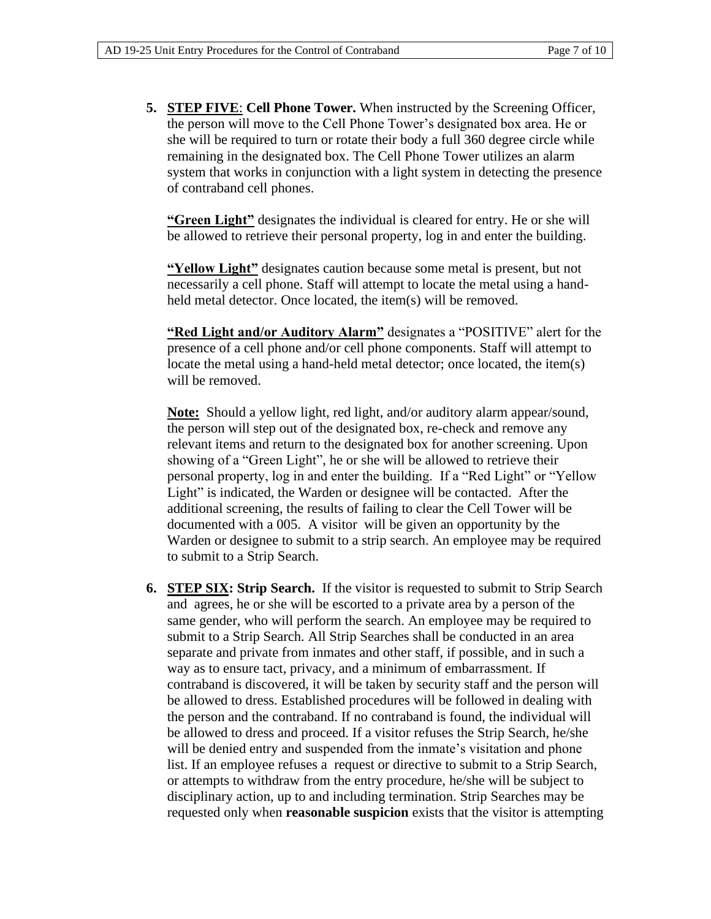5. **STEP FIVE**: **Cell Phone Tower.** When instructed by the Screening Officer, the person will move to the Cell Phone Tower's designated box area. He or she will be required to turn or rotate their body a full 360 degree circle while remaining in the designated box. The Cell Phone Tower utilizes an alarm system that works in conjunction with a light system in detecting the presence of contraband cell phones.

   **"Green Light"** designates the individual is cleared for entry. He or she will be allowed to retrieve their personal property, log in and enter the building.

   **"Yellow Light"** designates caution because some metal is present, but not necessarily a cell phone. Staff will attempt to locate the metal using a hand-held metal detector. Once located, the item(s) will be removed.

   **"Red Light and/or Auditory Alarm"** designates a "POSITIVE" alert for the presence of a cell phone and/or cell phone components. Staff will attempt to locate the metal using a hand-held metal detector; once located, the item(s) will be removed.

   **Note:** Should a yellow light, red light, and/or auditory alarm appear/sound, the person will step out of the designated box, re-check and remove any relevant items and return to the designated box for another screening. Upon showing of a "Green Light", he or she will be allowed to retrieve their personal property, log in and enter the building. If a "Red Light" or "Yellow Light" is indicated, the Warden or designee will be contacted. After the additional screening, the results of failing to clear the Cell Tower will be documented with a 005. A visitor will be given an opportunity by the Warden or designee to submit to a strip search. An employee may be required to submit to a Strip Search.

6. **STEP SIX: Strip Search.** If the visitor is requested to submit to Strip Search and agrees, he or she will be escorted to a private area by a person of the same gender, who will perform the search. An employee may be required to submit to a Strip Search. All Strip Searches shall be conducted in an area separate and private from inmates and other staff, if possible, and in such a way as to ensure tact, privacy, and a minimum of embarrassment. If contraband is discovered, it will be taken by security staff and the person will be allowed to dress. Established procedures will be followed in dealing with the person and the contraband. If no contraband is found, the individual will be allowed to dress and proceed. If a visitor refuses the Strip Search, he/she will be denied entry and suspended from the inmate's visitation and phone list. If an employee refuses a request or directive to submit to a Strip Search, or attempts to withdraw from the entry procedure, he/she will be subject to disciplinary action, up to and including termination. Strip Searches may be requested only when **reasonable suspicion** exists that the visitor is attempting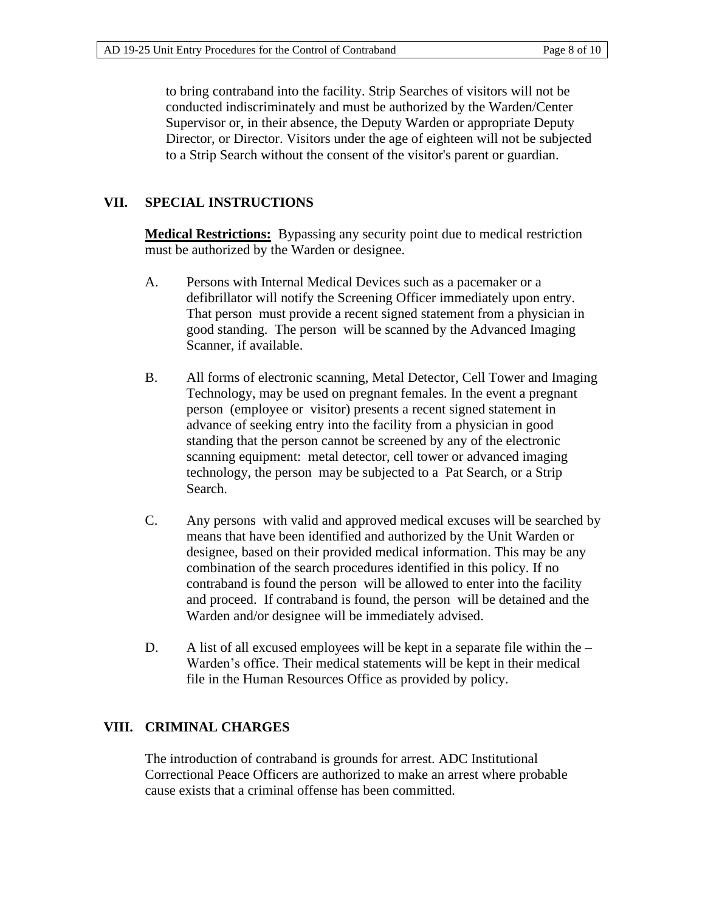to bring contraband into the facility. Strip Searches of visitors will not be conducted indiscriminately and must be authorized by the Warden/Center Supervisor or, in their absence, the Deputy Warden or appropriate Deputy Director, or Director. Visitors under the age of eighteen will not be subjected to a Strip Search without the consent of the visitor's parent or guardian.

## VII. SPECIAL INSTRUCTIONS

**Medical Restrictions:** Bypassing any security point due to medical restriction must be authorized by the Warden or designee.

A. Persons with Internal Medical Devices such as a pacemaker or a defibrillator will notify the Screening Officer immediately upon entry. That person must provide a recent signed statement from a physician in good standing. The person will be scanned by the Advanced Imaging Scanner, if available.

B. All forms of electronic scanning, Metal Detector, Cell Tower and Imaging Technology, may be used on pregnant females. In the event a pregnant person (employee or visitor) presents a recent signed statement in advance of seeking entry into the facility from a physician in good standing that the person cannot be screened by any of the electronic scanning equipment: metal detector, cell tower or advanced imaging technology, the person may be subjected to a Pat Search, or a Strip Search.

C. Any persons with valid and approved medical excuses will be searched by means that have been identified and authorized by the Unit Warden or designee, based on their provided medical information. This may be any combination of the search procedures identified in this policy. If no contraband is found the person will be allowed to enter into the facility and proceed. If contraband is found, the person will be detained and the Warden and/or designee will be immediately advised.

D. A list of all excused employees will be kept in a separate file within the – Warden's office. Their medical statements will be kept in their medical file in the Human Resources Office as provided by policy.

## VIII. CRIMINAL CHARGES

The introduction of contraband is grounds for arrest. ADC Institutional Correctional Peace Officers are authorized to make an arrest where probable cause exists that a criminal offense has been committed.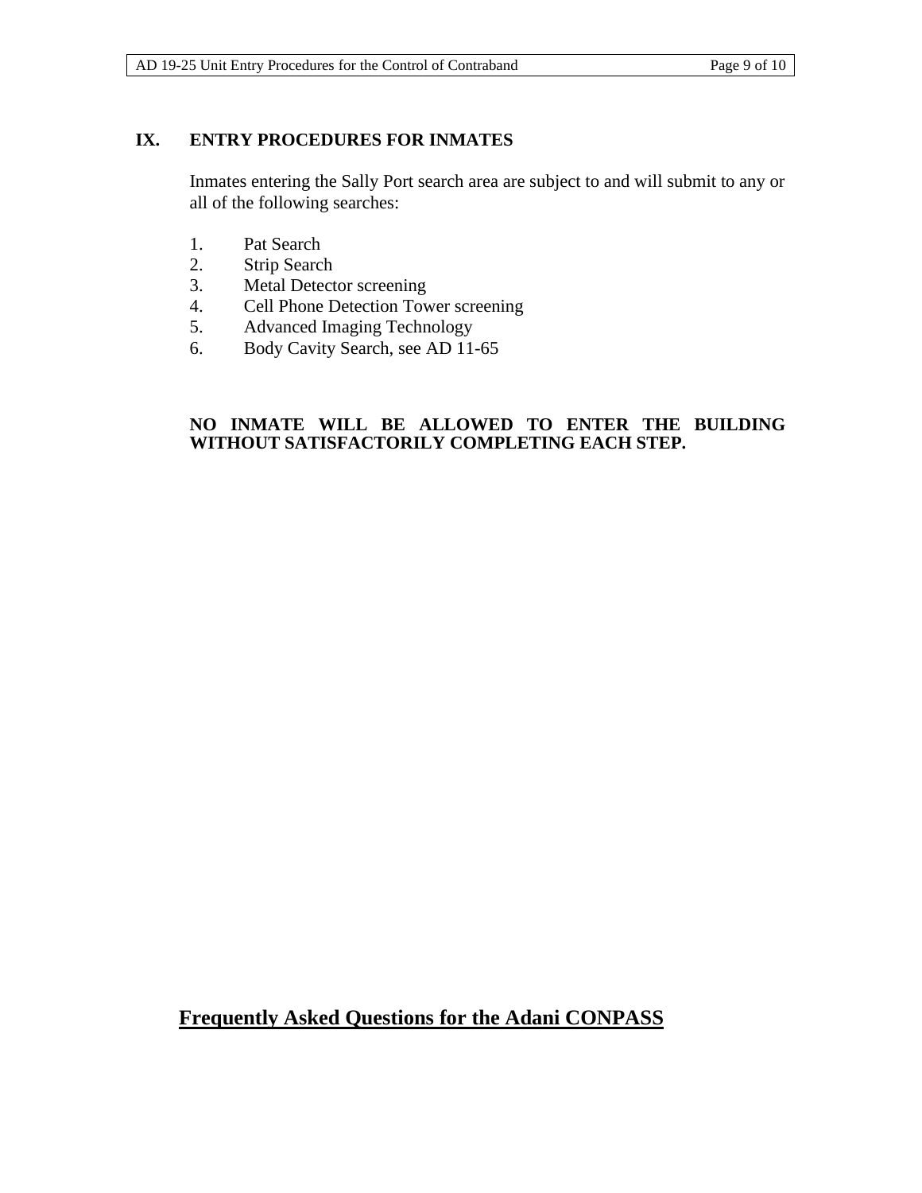## IX. ENTRY PROCEDURES FOR INMATES

Inmates entering the Sally Port search area are subject to and will submit to any or all of the following searches:

1. Pat Search
2. Strip Search
3. Metal Detector screening
4. Cell Phone Detection Tower screening
5. Advanced Imaging Technology
6. Body Cavity Search, see AD 11-65

**NO INMATE WILL BE ALLOWED TO ENTER THE BUILDING WITHOUT SATISFACTORILY COMPLETING EACH STEP.**

## Frequently Asked Questions for the Adani CONPASS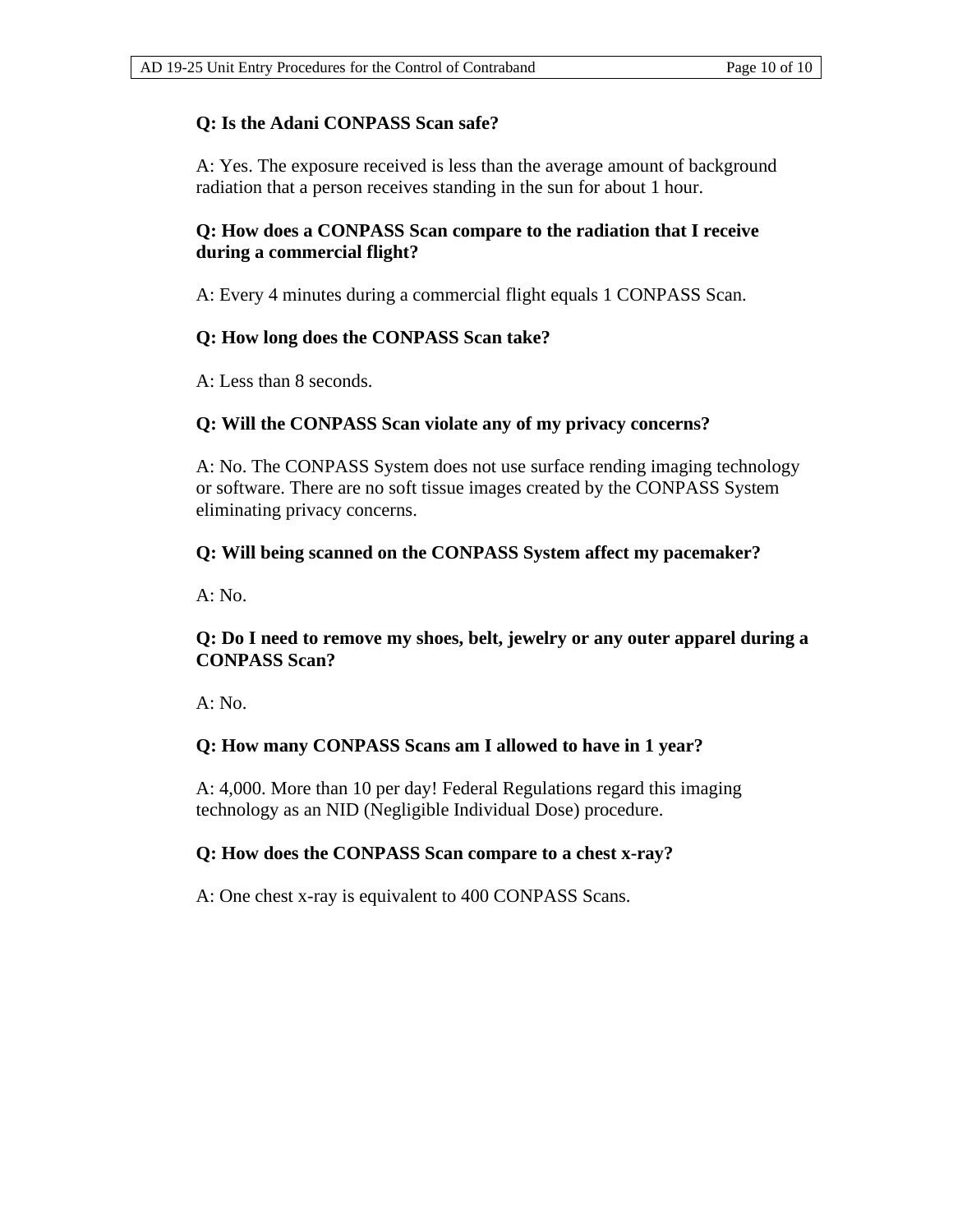**Q: Is the Adani CONPASS Scan safe?**

A: Yes. The exposure received is less than the average amount of background radiation that a person receives standing in the sun for about 1 hour.

**Q: How does a CONPASS Scan compare to the radiation that I receive during a commercial flight?**

A: Every 4 minutes during a commercial flight equals 1 CONPASS Scan.

**Q: How long does the CONPASS Scan take?**

A: Less than 8 seconds.

**Q: Will the CONPASS Scan violate any of my privacy concerns?**

A: No. The CONPASS System does not use surface rending imaging technology or software. There are no soft tissue images created by the CONPASS System eliminating privacy concerns.

**Q: Will being scanned on the CONPASS System affect my pacemaker?**

A: No.

**Q: Do I need to remove my shoes, belt, jewelry or any outer apparel during a CONPASS Scan?**

A: No.

**Q: How many CONPASS Scans am I allowed to have in 1 year?**

A: 4,000. More than 10 per day! Federal Regulations regard this imaging technology as an NID (Negligible Individual Dose) procedure.

**Q: How does the CONPASS Scan compare to a chest x-ray?**

A: One chest x-ray is equivalent to 400 CONPASS Scans.